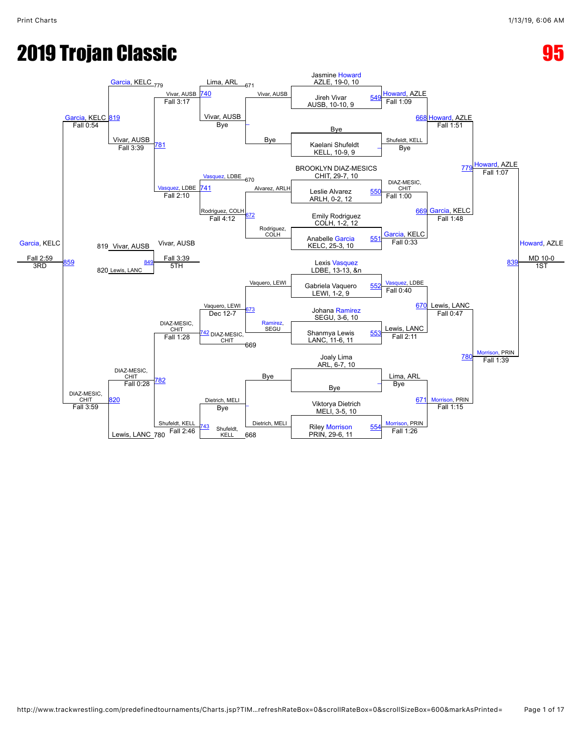# 2019 Trojan Classic

# 95

## Championship Bracket

**First Round (Seeds / Entrants)**

- Jasmine Howard, AZLE, 19-0, 10
- Jireh Vivar, AUSB, 10-10, 9
- Bye
- Kaelani Shufeldt, KELL, 10-9, 9
- BROOKLYN DIAZ-MESICS, CHIT, 29-7, 10
- Leslie Alvarez, ARLH, 0-2, 12
- Emily Rodriguez, COLH, 1-2, 12
- Anabelle Garcia, KELC, 25-3, 10
- Lexis Vasquez, LDBE, 13-13, &n
- Gabriela Vaquero, LEWI, 1-2, 9
- Johana Ramirez, SEGU, 3-6, 10
- Shanmya Lewis, LANC, 11-6, 11
- Joaly Lima, ARL, 6-7, 10
- Bye
- Viktorya Dietrich, MELI, 3-5, 10
- Riley Morrison, PRIN, 29-6, 11

**Round 1**

| Match | Winner | Result |
|---|---|---|
| 549 | Howard, AZLE | Fall 1:09 |
| – | Shufeldt, KELL | Bye |
| 550 | DIAZ-MESIC, CHIT | Fall 1:00 |
| 551 | Garcia, KELC | Fall 0:33 |
| 552 | Vasquez, LDBE | Fall 0:40 |
| 553 | Lewis, LANC | Fall 2:11 |
| – | Lima, ARL | Bye |
| 554 | Morrison, PRIN | Fall 1:26 |

**Quarterfinals**

| Match | Winner | Result |
|---|---|---|
| 668 | Howard, AZLE | Fall 1:51 |
| 669 | Garcia, KELC | Fall 1:48 |
| 670 | Lewis, LANC | Fall 0:47 |
| 671 | Morrison, PRIN | Fall 1:15 |

**Semifinals**

| Match | Winner | Result |
|---|---|---|
| 779 | Howard, AZLE | Fall 1:07 |
| 780 | Morrison, PRIN | Fall 1:39 |

**Final**

| Match | Winner | Result | Place |
|---|---|---|---|
| 839 | Howard, AZLE | MD 10-0 | 1ST |

## Consolation Bracket

**Consolation Round 1**

| Match | Wrestlers | Winner | Result |
|---|---|---|---|
| – | Vivar, AUSB vs. Bye | Vivar, AUSB | Bye |
| 672 | Alvarez, ARLH vs. Rodriguez, COLH | Rodriguez, COLH | Fall 4:12 |
| 673 | Vaquero, LEWI vs. Ramirez, SEGU | Vaquero, LEWI | Dec 12-7 |
| – | Bye vs. Dietrich, MELI | Dietrich, MELI | Bye |

**Consolation Round 2**

| Match | Wrestlers | Winner | Result |
|---|---|---|---|
| 740 | Lima, ARL (671) vs. Vivar, AUSB | Vivar, AUSB | Fall 3:17 |
| 741 | Vasquez, LDBE (670) vs. Rodriguez, COLH | Vasquez, LDBE | Fall 2:10 |
| 742 | Vaquero, LEWI vs. DIAZ-MESIC, CHIT (669) | DIAZ-MESIC, CHIT | Fall 1:28 |
| 743 | Dietrich, MELI vs. Shufeldt, KELL (668) | Shufeldt, KELL | Fall 2:46 |

**Consolation Quarterfinals**

| Match | Wrestlers | Winner | Result |
|---|---|---|---|
| 781 | Vivar, AUSB vs. Vasquez, LDBE | Vivar, AUSB | Fall 3:39 |
| 782 | DIAZ-MESIC, CHIT vs. Shufeldt, KELL | DIAZ-MESIC, CHIT | Fall 0:28 |

**Consolation Semifinals**

| Match | Wrestlers | Winner | Result |
|---|---|---|---|
| 819 | Garcia, KELC (779) vs. Vivar, AUSB | Garcia, KELC | Fall 0:54 |
| 820 | DIAZ-MESIC, CHIT vs. Lewis, LANC (780) | DIAZ-MESIC, CHIT | Fall 3:59 |

**3rd Place**

| Match | Winner | Result | Place |
|---|---|---|---|
| 859 | Garcia, KELC | Fall 2:59 | 3RD |

**5th Place**

| Match | Wrestlers | Winner | Result | Place |
|---|---|---|---|---|
| 849 | 819 Vivar, AUSB vs. 820 Lewis, LANC | Vivar, AUSB | Fall 3:39 | 5TH |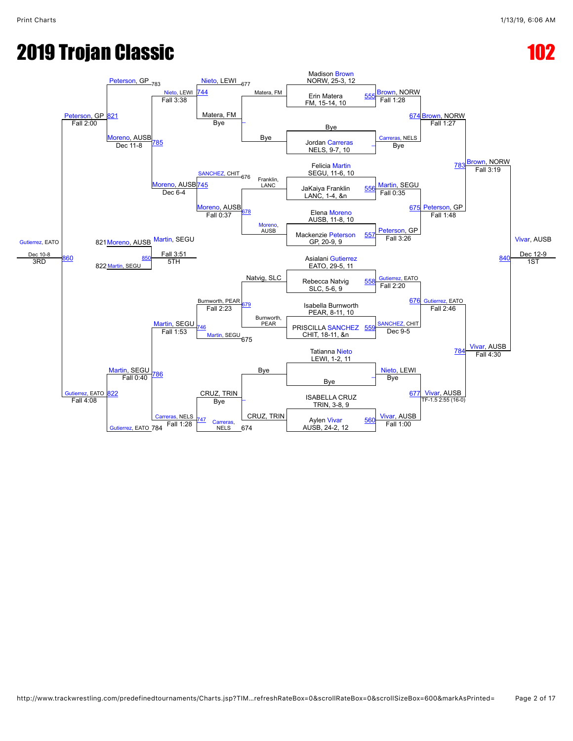# 2019 Trojan Classic

# 102

## Championship Bracket

| Wrestler | Bout | Round 1 Winner | Bout | Quarterfinal Winner | Bout | Semifinal Winner | Bout | Champion |
|---|---|---|---|---|---|---|---|---|
| Madison Brown, NORW, 25-3, 12 | | | | | | | | |
| Erin Matera, FM, 15-14, 10 | 555 | Brown, NORW — Fall 1:28 | | | | | | |
| Bye | | | 674 | Brown, NORW — Fall 1:27 | | | | |
| Jordan Carreras, NELS, 9-7, 10 | – | Carreras, NELS — Bye | | | | | | |
| Felicia Martin, SEGU, 11-6, 10 | | | | | 783 | Brown, NORW — Fall 3:19 | | |
| JaKaiya Franklin, LANC, 1-4, &n | 556 | Martin, SEGU — Fall 0:35 | | | | | | |
| Elena Moreno, AUSB, 11-8, 10 | | | 675 | Peterson, GP — Fall 1:48 | | | | |
| Mackenzie Peterson, GP, 20-9, 9 | 557 | Peterson, GP — Fall 3:26 | | | | | | |
| Asialani Gutierrez, EATO, 29-5, 11 | | | | | | | 840 | Vivar, AUSB — Dec 12-9 — 1ST |
| Rebecca Natvig, SLC, 5-6, 9 | 558 | Gutierrez, EATO — Fall 2:20 | | | | | | |
| Isabella Burnworth, PEAR, 8-11, 10 | | | 676 | Gutierrez, EATO — Fall 2:46 | | | | |
| PRISCILLA SANCHEZ, CHIT, 18-11, &n | 559 | SANCHEZ, CHIT — Dec 9-5 | | | | | | |
| Tatianna Nieto, LEWI, 1-2, 11 | | | | | 784 | Vivar, AUSB — Fall 4:30 | | |
| Bye | – | Nieto, LEWI — Bye | | | | | | |
| ISABELLA CRUZ, TRIN, 3-8, 9 | | | 677 | Vivar, AUSB — TF-1.5 2:55 (16-0) | | | | |
| Aylen Vivar, AUSB, 24-2, 12 | 560 | Vivar, AUSB — Fall 1:00 | | | | | | |

## Consolation Bracket

| Bout | Wrestler A | Wrestler B | Winner | Result |
|---|---|---|---|---|
| – | Matera, FM (L 677) | Bye | Matera, FM | Bye |
| 678 | Franklin, LANC (L 676) | Moreno, AUSB | Moreno, AUSB | Fall 0:37 |
| 679 | Natvig, SLC | Burnworth, PEAR | Burnworth, PEAR | Fall 2:23 |
| – | Bye | CRUZ, TRIN (L 674) | CRUZ, TRIN | Bye |
| 744 | Nieto, LEWI (L 677) | Matera, FM | Nieto, LEWI | Fall 3:38 |
| 745 | SANCHEZ, CHIT (L 676) | Moreno, AUSB | Moreno, AUSB | Dec 6-4 |
| 746 | Burnworth, PEAR | Martin, SEGU (L 675) | Martin, SEGU | Fall 1:53 |
| 747 | CRUZ, TRIN | Carreras, NELS (L 674) | Carreras, NELS | Fall 1:28 |
| 785 | Peterson, GP (L 783) | Nieto, LEWI | Moreno, AUSB | Dec 11-8 |
| 786 | Martin, SEGU | Carreras, NELS / Gutierrez, EATO (L 784) | Martin, SEGU | Fall 0:40 |
| 821 | Peterson, GP | Moreno, AUSB | Peterson, GP | Fall 2:00 |
| 822 | Martin, SEGU | Gutierrez, EATO | Gutierrez, EATO | Fall 4:08 |
| 850 | Moreno, AUSB (L 821) | Martin, SEGU (L 822) | Martin, SEGU | Fall 3:51 — 5TH |
| 860 | Peterson, GP | Gutierrez, EATO | Gutierrez, EATO | Dec 10-8 — 3RD |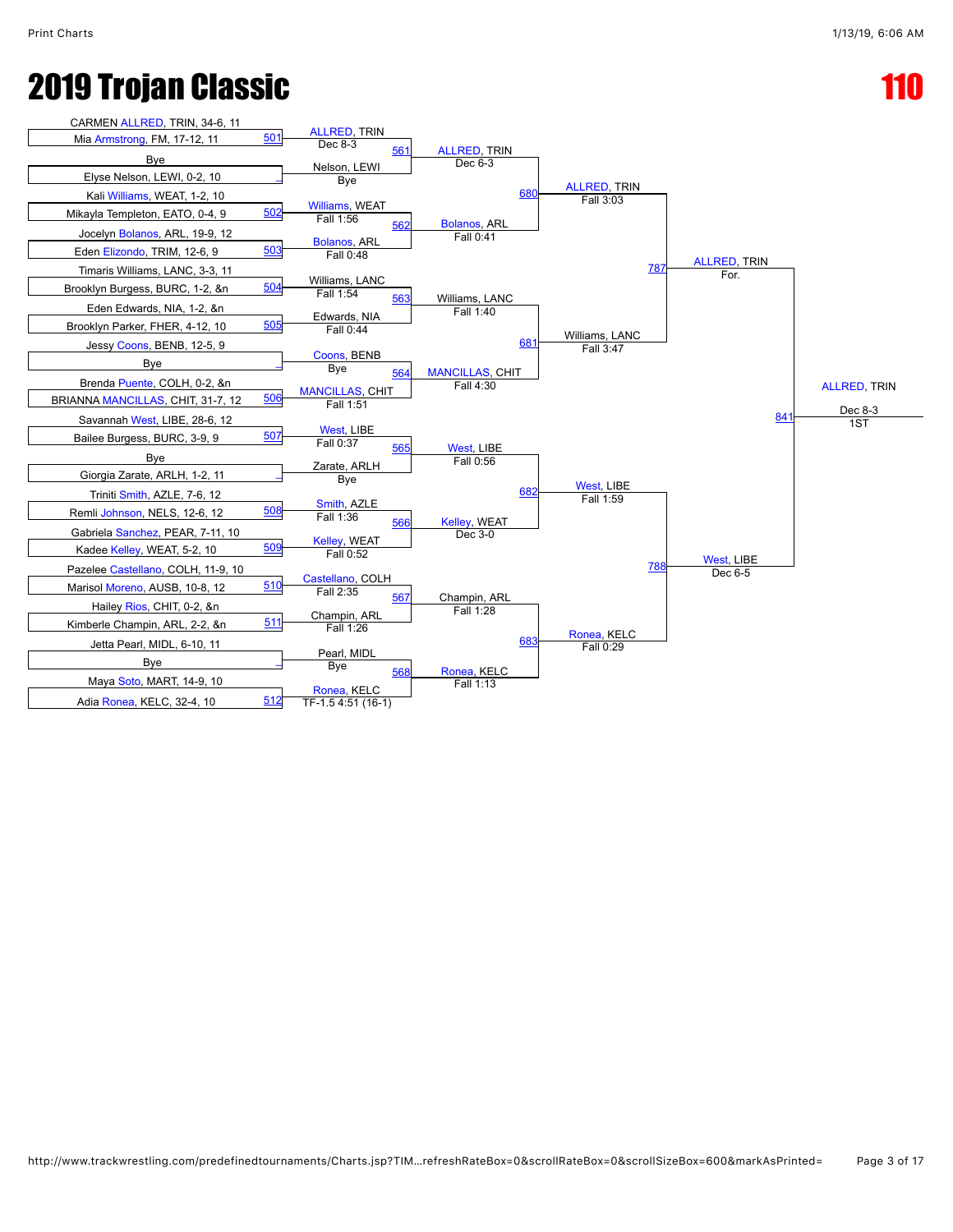# 2019 Trojan Classic

# 110

## Round 1 (First Round)

| Bout | Wrestler 1 | Wrestler 2 | Winner | Result |
|---|---|---|---|---|
| 501 | CARMEN ALLRED, TRIN, 34-6, 11 | Mia Armstrong, FM, 17-12, 11 | ALLRED, TRIN | Dec 8-3 |
| | Bye | Elyse Nelson, LEWI, 0-2, 10 | Nelson, LEWI | Bye |
| 502 | Kali Williams, WEAT, 1-2, 10 | Mikayla Templeton, EATO, 0-4, 9 | Williams, WEAT | Fall 1:56 |
| 503 | Jocelyn Bolanos, ARL, 19-9, 12 | Eden Elizondo, TRIM, 12-6, 9 | Bolanos, ARL | Fall 0:48 |
| 504 | Timaris Williams, LANC, 3-3, 11 | Brooklyn Burgess, BURC, 1-2, &n | Williams, LANC | Fall 1:54 |
| 505 | Eden Edwards, NIA, 1-2, &n | Brooklyn Parker, FHER, 4-12, 10 | Edwards, NIA | Fall 0:44 |
| | Jessy Coons, BENB, 12-5, 9 | Bye | Coons, BENB | Bye |
| 506 | Brenda Puente, COLH, 0-2, &n | BRIANNA MANCILLAS, CHIT, 31-7, 12 | MANCILLAS, CHIT | Fall 1:51 |
| 507 | Savannah West, LIBE, 28-6, 12 | Bailee Burgess, BURC, 3-9, 9 | West, LIBE | Fall 0:37 |
| | Bye | Giorgia Zarate, ARLH, 1-2, 11 | Zarate, ARLH | Bye |
| 508 | Triniti Smith, AZLE, 7-6, 12 | Remli Johnson, NELS, 12-6, 12 | Smith, AZLE | Fall 1:36 |
| 509 | Gabriela Sanchez, PEAR, 7-11, 10 | Kadee Kelley, WEAT, 5-2, 10 | Kelley, WEAT | Fall 0:52 |
| 510 | Pazelee Castellano, COLH, 11-9, 10 | Marisol Moreno, AUSB, 10-8, 12 | Castellano, COLH | Fall 2:35 |
| 511 | Hailey Rios, CHIT, 0-2, &n | Kimberle Champin, ARL, 2-2, &n | Champin, ARL | Fall 1:26 |
| | Jetta Pearl, MIDL, 6-10, 11 | Bye | Pearl, MIDL | Bye |
| 512 | Maya Soto, MART, 14-9, 10 | Adia Ronea, KELC, 32-4, 10 | Ronea, KELC | TF-1.5 4:51 (16-1) |

## Round 2

| Bout | Winner | Result |
|---|---|---|
| 561 | ALLRED, TRIN | Dec 6-3 |
| 562 | Bolanos, ARL | Fall 0:41 |
| 563 | Williams, LANC | Fall 1:40 |
| 564 | MANCILLAS, CHIT | Fall 4:30 |
| 565 | West, LIBE | Fall 0:56 |
| 566 | Kelley, WEAT | Dec 3-0 |
| 567 | Champin, ARL | Fall 1:28 |
| 568 | Ronea, KELC | Fall 1:13 |

## Quarterfinals

| Bout | Winner | Result |
|---|---|---|
| 680 | ALLRED, TRIN | Fall 3:03 |
| 681 | Williams, LANC | Fall 3:47 |
| 682 | West, LIBE | Fall 1:59 |
| 683 | Ronea, KELC | Fall 0:29 |

## Semifinals

| Bout | Winner | Result |
|---|---|---|
| 787 | ALLRED, TRIN | For. |
| 788 | West, LIBE | Dec 6-5 |

## Final

| Bout | Winner | Result |
|---|---|---|
| 841 | ALLRED, TRIN | Dec 8-3 |

1ST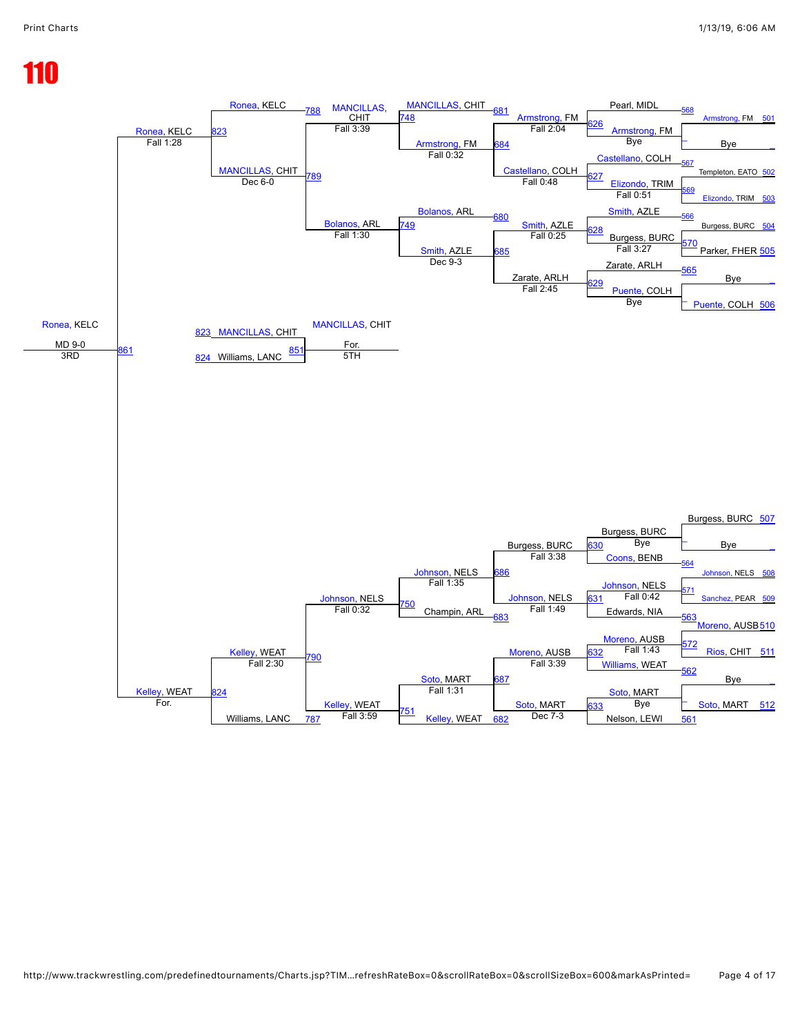# 110

**Upper bracket (right to left, early rounds first):**

| Bout | Wrestler | Result |
|---|---|---|
| 501 | Armstrong, FM | |
| – | Bye | |
| 502 | Templeton, EATO | |
| 503 | Elizondo, TRIM | |
| 504 | Burgess, BURC | |
| 505 | Parker, FHER | |
| – | Bye | |
| 506 | Puente, COLH | |

| Bout | Winner | Result | Opponent |
|---|---|---|---|
| 568 | Pearl, MIDL | | |
| – | Armstrong, FM | Bye | |
| 567 | Castellano, COLH | | |
| 569 | Elizondo, TRIM | Fall 0:51 | |
| 566 | Smith, AZLE | | |
| 570 | Burgess, BURC | Fall 3:27 | |
| 565 | Zarate, ARLH | | |
| – | Puente, COLH | Bye | |
| 626 | Armstrong, FM | Fall 2:04 | |
| 627 | Castellano, COLH | Fall 0:48 | |
| 628 | Smith, AZLE | Fall 0:25 | |
| 629 | Zarate, ARLH | Fall 2:45 | |
| 681 | MANCILLAS, CHIT | | |
| 684 | Armstrong, FM | Fall 0:32 | |
| 680 | Bolanos, ARL | | |
| 685 | Smith, AZLE | Dec 9-3 | |
| 748 | MANCILLAS, CHIT | Fall 3:39 | |
| 749 | Bolanos, ARL | Fall 1:30 | |
| 788 | Ronea, KELC | | |
| 789 | MANCILLAS, CHIT | Dec 6-0 | |
| 823 | Ronea, KELC | Fall 1:28 | |

**Lower bracket:**

| Bout | Wrestler |
|---|---|
| 507 | Burgess, BURC |
| – | Bye |
| 508 | Johnson, NELS |
| 509 | Sanchez, PEAR |
| 510 | Moreno, AUSB |
| 511 | Rios, CHIT |
| – | Bye |
| 512 | Soto, MART |

| Bout | Winner | Result |
|---|---|---|
| – | Burgess, BURC | Bye |
| 564 | Coons, BENB | |
| 571 | Johnson, NELS | Fall 0:42 |
| 563 | Edwards, NIA | |
| 572 | Moreno, AUSB | Fall 1:43 |
| 562 | Williams, WEAT | |
| – | Soto, MART | Bye |
| 561 | Nelson, LEWI | |
| 630 | Burgess, BURC | Fall 3:38 |
| 631 | Johnson, NELS | Fall 1:49 |
| 632 | Moreno, AUSB | Fall 3:39 |
| 633 | Soto, MART | Dec 7-3 |
| 686 | Johnson, NELS | Fall 1:35 |
| 683 | Champin, ARL | |
| 687 | Soto, MART | Fall 1:31 |
| 682 | Kelley, WEAT | |
| 750 | Johnson, NELS | Fall 0:32 |
| 751 | Kelley, WEAT | Fall 3:59 |
| 790 | Kelley, WEAT | Fall 2:30 |
| 787 | Williams, LANC | |
| 824 | Kelley, WEAT | For. |

**3rd Place (861):** Ronea, KELC — MD 9-0 — 3RD

**5th Place (851):** 823 MANCILLAS, CHIT vs. 824 Williams, LANC — MANCILLAS, CHIT — For. — 5TH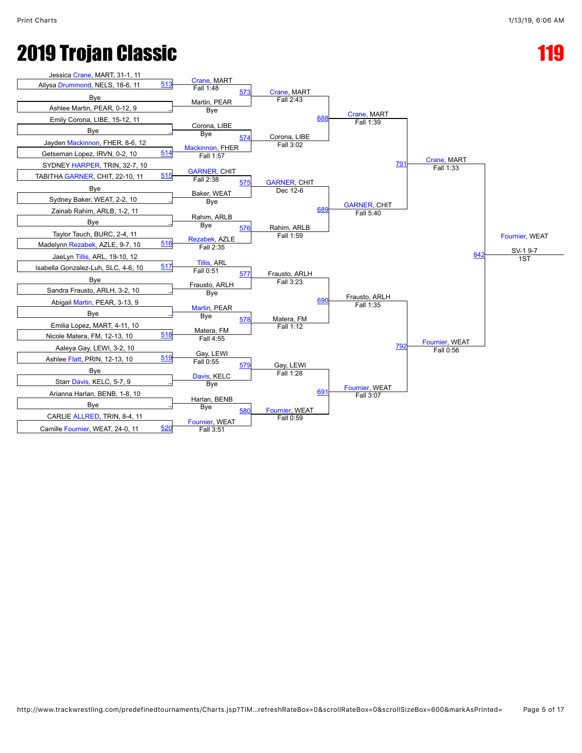# 2019 Trojan Classic

# 119

## First Round

| Match | Wrestler 1 | Wrestler 2 | Winner | Result |
|---|---|---|---|---|
| 513 | Jessica Crane, MART, 31-1, 11 | Allysa Drummond, NELS, 18-6, 11 | Crane, MART | Fall 1:48 |
| _ | Bye | Ashlee Martin, PEAR, 0-12, 9 | Martin, PEAR | Bye |
| _ | Emily Corona, LIBE, 15-12, 11 | Bye | Corona, LIBE | Bye |
| 514 | Jayden Mackinnon, FHER, 8-6, 12 | Getseman Lopez, IRVN, 0-2, 10 | Mackinnon, FHER | Fall 1:57 |
| 515 | SYDNEY HARPER, TRIN, 32-7, 10 | TABITHA GARNER, CHIT, 22-10, 11 | GARNER, CHIT | Fall 2:38 |
| _ | Bye | Sydney Baker, WEAT, 2-2, 10 | Baker, WEAT | Bye |
| _ | Zainab Rahim, ARLB, 1-2, 11 | Bye | Rahim, ARLB | Bye |
| 516 | Taylor Tauch, BURC, 2-4, 11 | Madelynn Rezabek, AZLE, 9-7, 10 | Rezabek, AZLE | Fall 2:35 |
| 517 | JaeLyn Tillis, ARL, 19-10, 12 | Isabella Gonzalez-Luh, SLC, 4-6, 10 | Tillis, ARL | Fall 0:51 |
| _ | Bye | Sandra Frausto, ARLH, 3-2, 10 | Frausto, ARLH | Bye |
| _ | Abigail Martin, PEAR, 3-13, 9 | Bye | Martin, PEAR | Bye |
| 518 | Emilia Lopez, MART, 4-11, 10 | Nicole Matera, FM, 12-13, 10 | Matera, FM | Fall 4:55 |
| 519 | Aaleya Gay, LEWI, 3-2, 10 | Ashlee Flatt, PRIN, 12-13, 10 | Gay, LEWI | Fall 0:55 |
| _ | Bye | Starr Davis, KELC, 5-7, 9 | Davis, KELC | Bye |
| _ | Arianna Harlan, BENB, 1-8, 10 | Bye | Harlan, BENB | Bye |
| 520 | CARLIE ALLRED, TRIN, 8-4, 11 | Camille Fournier, WEAT, 24-0, 11 | Fournier, WEAT | Fall 3:51 |

## Second Round

| Match | Winner | Result |
|---|---|---|
| 573 | Crane, MART | Fall 2:43 |
| 574 | Corona, LIBE | Fall 3:02 |
| 575 | GARNER, CHIT | Dec 12-6 |
| 576 | Rahim, ARLB | Fall 1:59 |
| 577 | Frausto, ARLH | Fall 3:23 |
| 578 | Matera, FM | Fall 1:12 |
| 579 | Gay, LEWI | Fall 1:28 |
| 580 | Fournier, WEAT | Fall 0:59 |

## Quarterfinals

| Match | Winner | Result |
|---|---|---|
| 688 | Crane, MART | Fall 1:39 |
| 689 | GARNER, CHIT | Fall 5:40 |
| 690 | Frausto, ARLH | Fall 1:35 |
| 691 | Fournier, WEAT | Fall 3:07 |

## Semifinals

| Match | Winner | Result |
|---|---|---|
| 791 | Crane, MART | Fall 1:33 |
| 792 | Fournier, WEAT | Fall 0:56 |

## Final

| Match | Winner | Result | Place |
|---|---|---|---|
| 842 | Fournier, WEAT | SV-1 9-7 | 1ST |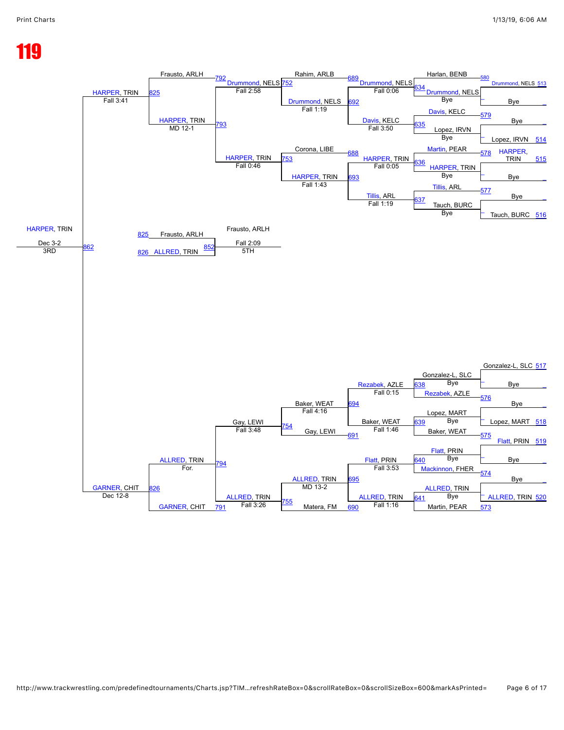# 119

## Upper Bracket

| Match | Wrestler 1 | Wrestler 2 | Winner | Result |
|---|---|---|---|---|
| 513 | Drummond, NELS | Bye | | |
| 514 | Bye | Lopez, IRVN | | |
| 515 | HARPER, TRIN | Bye | | |
| 516 | Bye | Tauch, BURC | | |
| 580 | Harlan, BENB | Drummond, NELS | Drummond, NELS | Bye |
| 579 | Davis, KELC | Lopez, IRVN | Lopez, IRVN | Bye |
| 578 | Martin, PEAR | HARPER, TRIN | HARPER, TRIN | Bye |
| 577 | Tillis, ARL | Tauch, BURC | Tauch, BURC | Bye |
| 634 | Harlan, BENB | Drummond, NELS | Drummond, NELS | Fall 0:06 |
| 635 | Davis, KELC | Lopez, IRVN | Davis, KELC | Fall 3:50 |
| 636 | Martin, PEAR | HARPER, TRIN | HARPER, TRIN | Fall 0:05 |
| 637 | Tillis, ARL | Tauch, BURC | Tillis, ARL | Fall 1:19 |
| 689 | Rahim, ARLB | Drummond, NELS | Drummond, NELS | Fall 1:19 |
| 688 | Corona, LIBE | HARPER, TRIN | HARPER, TRIN | Fall 1:43 |
| 692 | Drummond, NELS | Davis, KELC | Drummond, NELS | |
| 693 | HARPER, TRIN | Tillis, ARL | HARPER, TRIN | |
| 752 | Rahim, ARLB | Drummond, NELS | Drummond, NELS | Fall 2:58 |
| 753 | Corona, LIBE | HARPER, TRIN | HARPER, TRIN | Fall 0:46 |
| 792 | Frausto, ARLH | Drummond, NELS | Frausto, ARLH | |
| 793 | Frausto, ARLH | HARPER, TRIN | HARPER, TRIN | MD 12-1 |
| 825 | Frausto, ARLH | HARPER, TRIN | HARPER, TRIN | Fall 3:41 |

## Lower Bracket

| Match | Wrestler 1 | Wrestler 2 | Winner | Result |
|---|---|---|---|---|
| 517 | Gonzalez-L, SLC | Bye | | |
| 518 | Bye | Lopez, MART | | |
| 519 | Flatt, PRIN | Bye | | |
| 520 | Bye | ALLRED, TRIN | | |
| 576 | Gonzalez-L, SLC | Rezabek, AZLE | Gonzalez-L, SLC | Bye |
| 575 | Lopez, MART | Baker, WEAT | Lopez, MART | Bye |
| 574 | Flatt, PRIN | Mackinnon, FHER | Flatt, PRIN | Bye |
| 573 | ALLRED, TRIN | Martin, PEAR | ALLRED, TRIN | Bye |
| 638 | Gonzalez-L, SLC | Rezabek, AZLE | Rezabek, AZLE | Fall 0:15 |
| 639 | Lopez, MART | Baker, WEAT | Baker, WEAT | Fall 1:46 |
| 640 | Flatt, PRIN | Mackinnon, FHER | Flatt, PRIN | Fall 3:53 |
| 641 | ALLRED, TRIN | Martin, PEAR | ALLRED, TRIN | Fall 1:16 |
| 694 | Rezabek, AZLE | Baker, WEAT | Baker, WEAT | Fall 4:16 |
| 695 | Flatt, PRIN | ALLRED, TRIN | ALLRED, TRIN | MD 13-2 |
| 691 | Baker, WEAT | Gay, LEWI | Gay, LEWI | |
| 690 | ALLRED, TRIN | Matera, FM | ALLRED, TRIN | |
| 754 | Gay, LEWI | Baker, WEAT | Gay, LEWI | Fall 3:48 |
| 755 | ALLRED, TRIN | Matera, FM | ALLRED, TRIN | Fall 3:26 |
| 794 | Gay, LEWI | ALLRED, TRIN | ALLRED, TRIN | For. |
| 791 | | GARNER, CHIT | GARNER, CHIT | |
| 826 | ALLRED, TRIN | GARNER, CHIT | GARNER, CHIT | Dec 12-8 |

## Placement Matches

| Match | Wrestler 1 | Wrestler 2 | Winner | Result | Place |
|---|---|---|---|---|---|
| 862 | HARPER, TRIN | GARNER, CHIT | HARPER, TRIN | Dec 3-2 | 3RD |
| 852 | Frausto, ARLH (825) | ALLRED, TRIN (826) | Frausto, ARLH | Fall 2:09 | 5TH |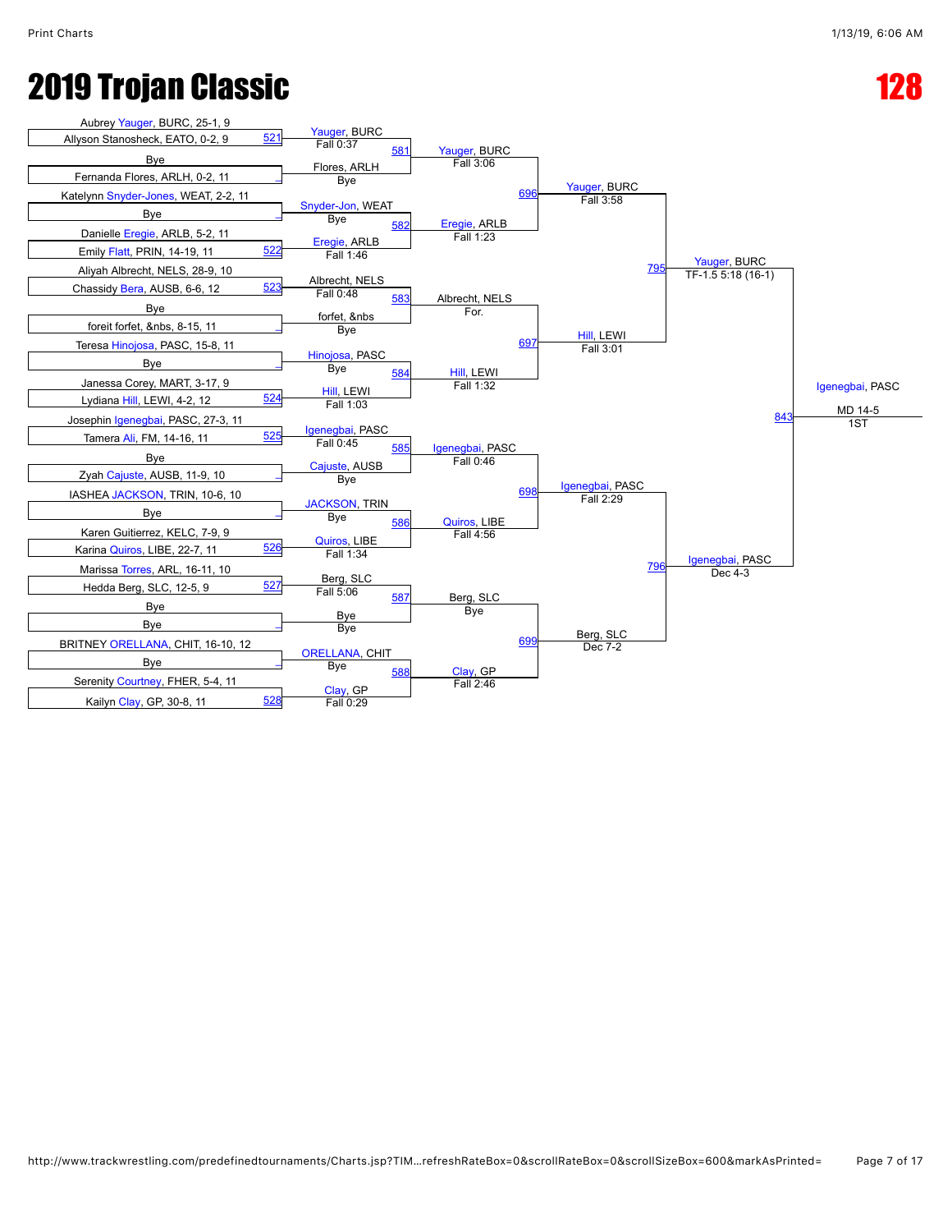# 2019 Trojan Classic

# 128

## First Round

| Bout | Wrestler 1 | Wrestler 2 | Winner | Result |
|---|---|---|---|---|
| 521 | Aubrey Yauger, BURC, 25-1, 9 | Allyson Stanosheck, EATO, 0-2, 9 | Yauger, BURC | Fall 0:37 |
| _ | Bye | Fernanda Flores, ARLH, 0-2, 11 | Flores, ARLH | Bye |
| _ | Katelynn Snyder-Jones, WEAT, 2-2, 11 | Bye | Snyder-Jon, WEAT | Bye |
| 522 | Danielle Eregie, ARLB, 5-2, 11 | Emily Flatt, PRIN, 14-19, 11 | Eregie, ARLB | Fall 1:46 |
| 523 | Aliyah Albrecht, NELS, 28-9, 10 | Chassidy Bera, AUSB, 6-6, 12 | Albrecht, NELS | Fall 0:48 |
| _ | Bye | foreit forfet, &nbs, 8-15, 11 | forfet, &nbs | Bye |
| _ | Teresa Hinojosa, PASC, 15-8, 11 | Bye | Hinojosa, PASC | Bye |
| 524 | Janessa Corey, MART, 3-17, 9 | Lydiana Hill, LEWI, 4-2, 12 | Hill, LEWI | Fall 1:03 |
| 525 | Josephin Igenegbai, PASC, 27-3, 11 | Tamera Ali, FM, 14-16, 11 | Igenegbai, PASC | Fall 0:45 |
| _ | Bye | Zyah Cajuste, AUSB, 11-9, 10 | Cajuste, AUSB | Bye |
| _ | IASHEA JACKSON, TRIN, 10-6, 10 | Bye | JACKSON, TRIN | Bye |
| 526 | Karen Guitierrez, KELC, 7-9, 9 | Karina Quiros, LIBE, 22-7, 11 | Quiros, LIBE | Fall 1:34 |
| 527 | Marissa Torres, ARL, 16-11, 10 | Hedda Berg, SLC, 12-5, 9 | Berg, SLC | Fall 5:06 |
| _ | Bye | Bye | Bye | Bye |
| _ | BRITNEY ORELLANA, CHIT, 16-10, 12 | Bye | ORELLANA, CHIT | Bye |
| 528 | Serenity Courtney, FHER, 5-4, 11 | Kailyn Clay, GP, 30-8, 11 | Clay, GP | Fall 0:29 |

## Second Round

| Bout | Winner | Result |
|---|---|---|
| 581 | Yauger, BURC | Fall 3:06 |
| 582 | Eregie, ARLB | Fall 1:23 |
| 583 | Albrecht, NELS | For. |
| 584 | Hill, LEWI | Fall 1:32 |
| 585 | Igenegbai, PASC | Fall 0:46 |
| 586 | Quiros, LIBE | Fall 4:56 |
| 587 | Berg, SLC | Bye |
| 588 | Clay, GP | Fall 2:46 |

## Quarterfinals

| Bout | Winner | Result |
|---|---|---|
| 696 | Yauger, BURC | Fall 3:58 |
| 697 | Hill, LEWI | Fall 3:01 |
| 698 | Igenegbai, PASC | Fall 2:29 |
| 699 | Berg, SLC | Dec 7-2 |

## Semifinals

| Bout | Winner | Result |
|---|---|---|
| 795 | Yauger, BURC | TF-1.5 5:18 (16-1) |
| 796 | Igenegbai, PASC | Dec 4-3 |

## Final

| Bout | Winner | Result | Place |
|---|---|---|---|
| 843 | Igenegbai, PASC | MD 14-5 | 1ST |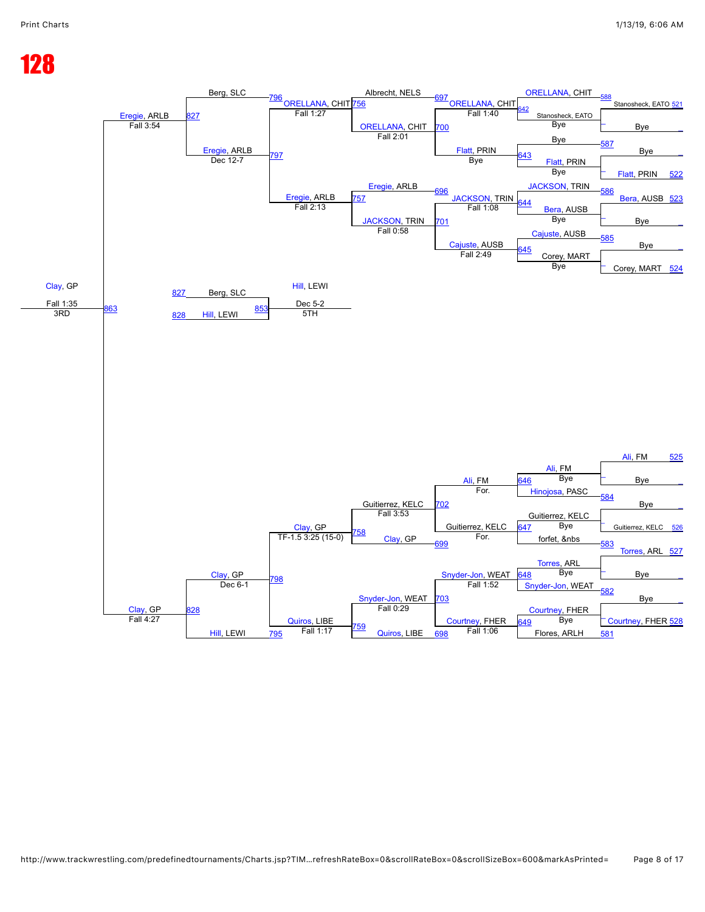# 128

## Top Bracket

| Match | Wrestler A | Wrestler B | Winner | Result |
|---|---|---|---|---|
| 521 | Stanosheck, EATO | Bye | | |
| 522 | Bye | Flatt, PRIN | | |
| 523 | Bera, AUSB | Bye | | |
| 524 | Bye | Corey, MART | | |
| 588 | ORELLANA, CHIT | Stanosheck, EATO | | |
| 642 | ORELLANA, CHIT | Stanosheck, EATO | Stanosheck, EATO | Bye |
| 587 | Bye | Flatt, PRIN | | |
| 643 | Bye | Flatt, PRIN | Flatt, PRIN | Bye |
| 586 | JACKSON, TRIN | Bera, AUSB | | |
| 644 | JACKSON, TRIN | Bera, AUSB | Bera, AUSB | Bye |
| 585 | Cajuste, AUSB | Corey, MART | | |
| 645 | Cajuste, AUSB | Corey, MART | Corey, MART | Bye |
| 697 | Albrecht, NELS | ORELLANA, CHIT | ORELLANA, CHIT | Fall 1:40 |
| 700 | ORELLANA, CHIT | Flatt, PRIN | Flatt, PRIN | Bye |
| 696 | Eregie, ARLB | JACKSON, TRIN | JACKSON, TRIN | Fall 1:08 |
| 701 | JACKSON, TRIN | Cajuste, AUSB | Cajuste, AUSB | Fall 2:49 |
| 756 | ORELLANA, CHIT | Albrecht, NELS | ORELLANA, CHIT | Fall 2:01 |
| 757 | Eregie, ARLB | JACKSON, TRIN | JACKSON, TRIN | Fall 0:58 |
| 796 | Berg, SLC | ORELLANA, CHIT | ORELLANA, CHIT | Fall 1:27 |
| 797 | Eregie, ARLB | Eregie, ARLB | Eregie, ARLB | Fall 2:13 |
| 827 | Berg, SLC | Eregie, ARLB | Eregie, ARLB | Dec 12-7 |
| 827 | | | Eregie, ARLB | Fall 3:54 |

## 5th Place

| Match | Wrestler A | Wrestler B | Winner | Result |
|---|---|---|---|---|
| 853 | Berg, SLC (827) | Hill, LEWI (828) | Hill, LEWI | Dec 5-2 — 5TH |

## 3rd Place

| Match | Wrestler A | Wrestler B | Winner | Result |
|---|---|---|---|---|
| 863 | Eregie, ARLB | Clay, GP | Clay, GP | Fall 1:35 — 3RD |

## Bottom Bracket

| Match | Wrestler A | Wrestler B | Winner | Result |
|---|---|---|---|---|
| 525 | Ali, FM | Bye | | |
| 526 | Bye | Guitierrez, KELC | | |
| 527 | Torres, ARL | Bye | | |
| 528 | Bye | Courtney, FHER | | |
| 584 | Ali, FM | Hinojosa, PASC | | |
| 646 | Ali, FM | Hinojosa, PASC | Ali, FM | Bye |
| 583 | Guitierrez, KELC | forfet, &nbs | | |
| 647 | Guitierrez, KELC | forfet, &nbs | Guitierrez, KELC | Bye |
| 582 | Torres, ARL | Snyder-Jon, WEAT | | |
| 648 | Torres, ARL | Snyder-Jon, WEAT | Torres, ARL | Bye |
| 581 | Courtney, FHER | Flores, ARLH | | |
| 649 | Courtney, FHER | Flores, ARLH | Courtney, FHER | Bye |
| 702 | Ali, FM | Guitierrez, KELC | Ali, FM | For. |
| 699 | Clay, GP | Guitierrez, KELC | Guitierrez, KELC | For. |
| 703 | Snyder-Jon, WEAT | Courtney, FHER | Snyder-Jon, WEAT | Fall 1:52 |
| 698 | Quiros, LIBE | Courtney, FHER | Courtney, FHER | Fall 1:06 |
| 758 | Guitierrez, KELC | Clay, GP | Guitierrez, KELC | Fall 3:53 |
| 759 | Snyder-Jon, WEAT | Quiros, LIBE | Snyder-Jon, WEAT | Fall 0:29 |
| 798 | Clay, GP | Quiros, LIBE | Clay, GP | TF-1.5 3:25 (15-0) |
| 795 | Hill, LEWI | Quiros, LIBE | Quiros, LIBE | Fall 1:17 |
| 828 | Clay, GP | Hill, LEWI | Clay, GP | Dec 6-1 |
| 828 | | | Clay, GP | Fall 4:27 |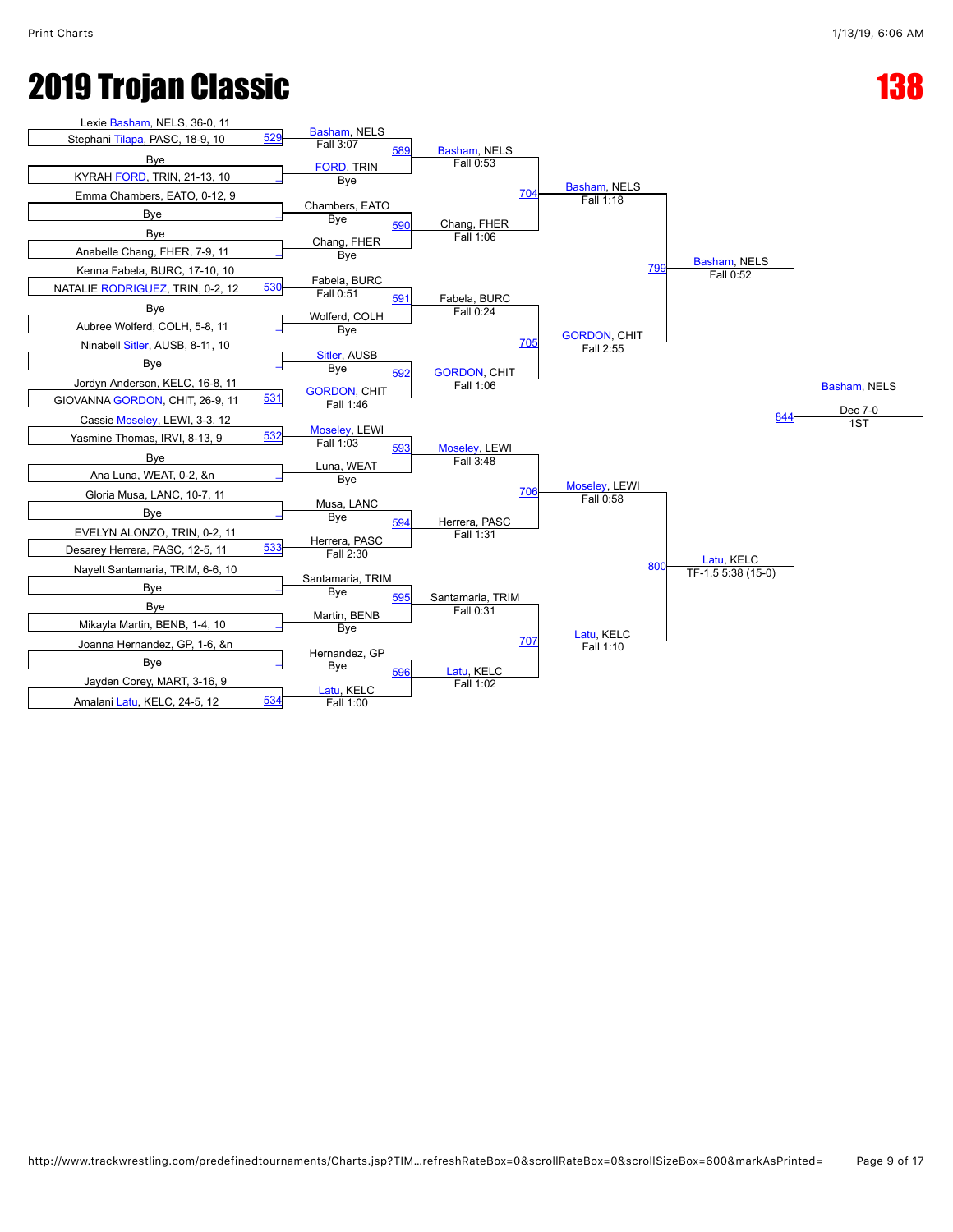# 2019 Trojan Classic

# 138

## Round 1

| Wrestler 1 | Wrestler 2 | Bout | Winner | Result |
|---|---|---|---|---|
| Lexie Basham, NELS, 36-0, 11 | Stephani Tilapa, PASC, 18-9, 10 | 529 | Basham, NELS | Fall 3:07 |
| Bye | KYRAH FORD, TRIN, 21-13, 10 | _ | FORD, TRIN | Bye |
| Emma Chambers, EATO, 0-12, 9 | Bye | _ | Chambers, EATO | Bye |
| Bye | Anabelle Chang, FHER, 7-9, 11 | _ | Chang, FHER | Bye |
| Kenna Fabela, BURC, 17-10, 10 | NATALIE RODRIGUEZ, TRIN, 0-2, 12 | 530 | Fabela, BURC | Fall 0:51 |
| Bye | Aubree Wolferd, COLH, 5-8, 11 | _ | Wolferd, COLH | Bye |
| Ninabell Sitler, AUSB, 8-11, 10 | Bye | _ | Sitler, AUSB | Bye |
| Jordyn Anderson, KELC, 16-8, 11 | GIOVANNA GORDON, CHIT, 26-9, 11 | 531 | GORDON, CHIT | Fall 1:46 |
| Cassie Moseley, LEWI, 3-3, 12 | Yasmine Thomas, IRVI, 8-13, 9 | 532 | Moseley, LEWI | Fall 1:03 |
| Bye | Ana Luna, WEAT, 0-2, &n | _ | Luna, WEAT | Bye |
| Gloria Musa, LANC, 10-7, 11 | Bye | _ | Musa, LANC | Bye |
| EVELYN ALONZO, TRIN, 0-2, 11 | Desarey Herrera, PASC, 12-5, 11 | 533 | Herrera, PASC | Fall 2:30 |
| Nayelt Santamaria, TRIM, 6-6, 10 | Bye | _ | Santamaria, TRIM | Bye |
| Bye | Mikayla Martin, BENB, 1-4, 10 | _ | Martin, BENB | Bye |
| Joanna Hernandez, GP, 1-6, &n | Bye | _ | Hernandez, GP | Bye |
| Jayden Corey, MART, 3-16, 9 | Amalani Latu, KELC, 24-5, 12 | 534 | Latu, KELC | Fall 1:00 |

## Round 2

| Bout | Winner | Result |
|---|---|---|
| 589 | Basham, NELS | Fall 0:53 |
| 590 | Chang, FHER | Fall 1:06 |
| 591 | Fabela, BURC | Fall 0:24 |
| 592 | GORDON, CHIT | Fall 1:06 |
| 593 | Moseley, LEWI | Fall 3:48 |
| 594 | Herrera, PASC | Fall 1:31 |
| 595 | Santamaria, TRIM | Fall 0:31 |
| 596 | Latu, KELC | Fall 1:02 |

## Quarterfinals

| Bout | Winner | Result |
|---|---|---|
| 704 | Basham, NELS | Fall 1:18 |
| 705 | GORDON, CHIT | Fall 2:55 |
| 706 | Moseley, LEWI | Fall 0:58 |
| 707 | Latu, KELC | Fall 1:10 |

## Semifinals

| Bout | Winner | Result |
|---|---|---|
| 799 | Basham, NELS | Fall 0:52 |
| 800 | Latu, KELC | TF-1.5 5:38 (15-0) |

## Final

| Bout | Winner | Result | Place |
|---|---|---|---|
| 844 | Basham, NELS | Dec 7-0 | 1ST |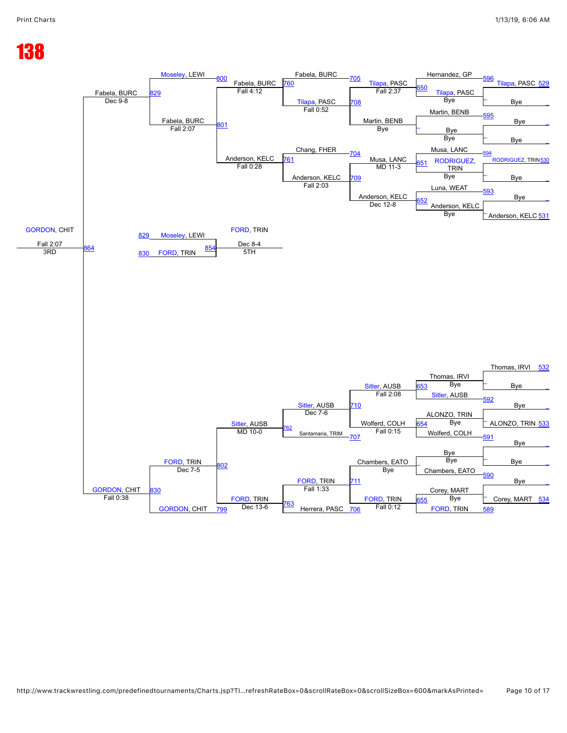# 138

## Wrestleback bracket (upper section)

| Match | Wrestler 1 | Wrestler 2 | Winner | Result |
|---|---|---|---|---|
| 529 | Tilapa, PASC | Bye | | |
| 596 | Hernandez, GP | | | |
| 650 | Tilapa, PASC | Bye | Tilapa, PASC | Fall 2:37 |
| 595 | Bye | Bye | Martin, BENB | |
| – | Martin, BENB | Bye | Bye | |
| 705 | Fabela, BURC | | | |
| 708 | Tilapa, PASC | Martin, BENB | Tilapa, PASC | Fall 0:52 |
| 760 | Fabela, BURC | Tilapa, PASC | Fabela, BURC | Fall 4:12 |
| 530 | RODRIGUEZ, TRIN | Bye | | |
| 594 | Musa, LANC | | | |
| 651 | RODRIGUEZ, TRIN | Bye | Musa, LANC | MD 11-3 |
| 531 | Bye | Anderson, KELC | | |
| 593 | Luna, WEAT | | | |
| 652 | Anderson, KELC | Bye | Anderson, KELC | Dec 12-8 |
| 704 | Chang, FHER | | | |
| 709 | Musa, LANC | Anderson, KELC | Anderson, KELC | Fall 2:03 |
| 761 | Chang, FHER | Anderson, KELC | Anderson, KELC | Fall 0:28 |
| 800 | Moseley, LEWI | | | |
| 801 | Fabela, BURC | Anderson, KELC | Fabela, BURC | Fall 2:07 |
| 829 | Moseley, LEWI | Fabela, BURC | Fabela, BURC | Dec 9-8 |

## Wrestleback bracket (lower section)

| Match | Wrestler 1 | Wrestler 2 | Winner | Result |
|---|---|---|---|---|
| 532 | Thomas, IRVI | Bye | | |
| 653 | Thomas, IRVI | Bye | | |
| 592 | Bye | Bye | Sitler, AUSB | |
| 533 | Bye | ALONZO, TRIN | | |
| 654 | ALONZO, TRIN | Bye | | |
| 591 | Bye | | Wolferd, COLH | |
| 710 | Sitler, AUSB | Wolferd, COLH | Sitler, AUSB | Fall 2:08 |
| 707 | | | Wolferd, COLH | Fall 0:15 |
| 762 | Sitler, AUSB | Santamaria, TRIM | Sitler, AUSB | Dec 7-6 |
| – | Bye | Bye | | |
| 590 | Bye | Bye | Chambers, EATO | |
| – | Chambers, EATO | Bye | | |
| 534 | Bye | Corey, MART | | |
| 655 | Corey, MART | Bye | | |
| 589 | | | FORD, TRIN | |
| 711 | Chambers, EATO | FORD, TRIN | FORD, TRIN | Fall 0:12 |
| 706 | Herrera, PASC | | | |
| 763 | FORD, TRIN | Herrera, PASC | FORD, TRIN | Fall 1:33 |
| 802 | Sitler, AUSB | FORD, TRIN | Sitler, AUSB | MD 10-0 |
| 799 | GORDON, CHIT | | | |
| 830 | FORD, TRIN | GORDON, CHIT | FORD, TRIN | Dec 13-6 |
| 864 | Fabela, BURC | GORDON, CHIT | GORDON, CHIT | Dec 7-5 |

Note: 830 winner GORDON, CHIT — Fall 0:38.

## Placement matches

| Match | Wrestler 1 | Wrestler 2 | Winner | Result | Place |
|---|---|---|---|---|---|
| 864 | Fabela, BURC | GORDON, CHIT | GORDON, CHIT | Fall 2:07 | 3RD |
| 854 | 829 Moseley, LEWI | 830 FORD, TRIN | FORD, TRIN | Dec 8-4 | 5TH |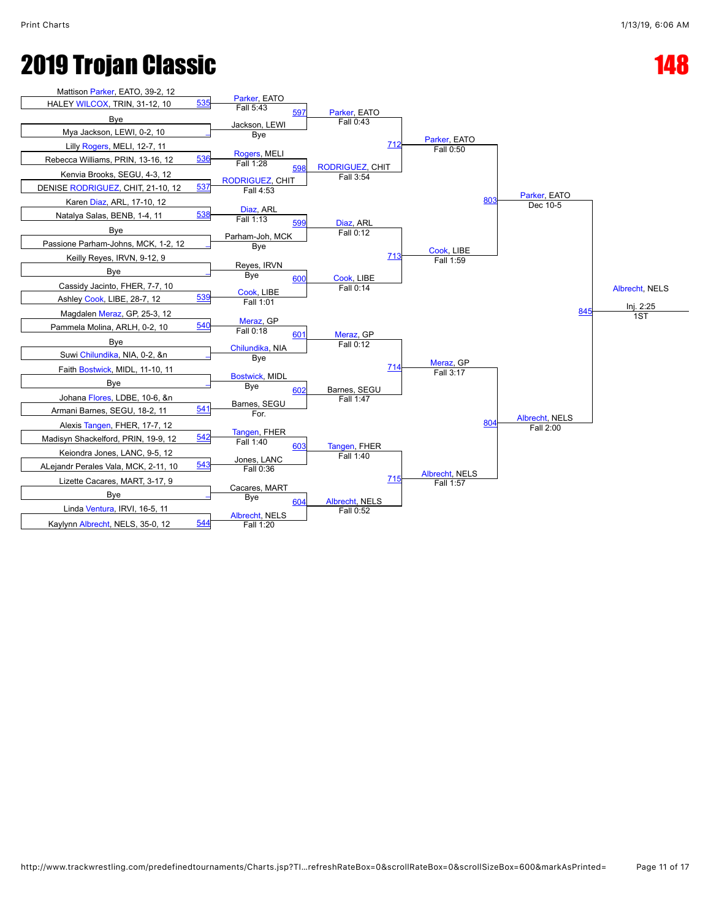# 2019 Trojan Classic

# 148

## First Round

| Bout | Wrestler 1 | Wrestler 2 | Winner | Result |
|---|---|---|---|---|
| 535 | Mattison Parker, EATO, 39-2, 12 | HALEY WILCOX, TRIN, 31-12, 10 | Parker, EATO | Fall 5:43 |
| _ | Bye | Mya Jackson, LEWI, 0-2, 10 | Jackson, LEWI | Bye |
| 536 | Lilly Rogers, MELI, 12-7, 11 | Rebecca Williams, PRIN, 13-16, 12 | Rogers, MELI | Fall 1:28 |
| 537 | Kenvia Brooks, SEGU, 4-3, 12 | DENISE RODRIGUEZ, CHIT, 21-10, 12 | RODRIGUEZ, CHIT | Fall 4:53 |
| 538 | Karen Diaz, ARL, 17-10, 12 | Natalya Salas, BENB, 1-4, 11 | Diaz, ARL | Fall 1:13 |
| _ | Bye | Passione Parham-Johns, MCK, 1-2, 12 | Parham-Joh, MCK | Bye |
| _ | Keilly Reyes, IRVN, 9-12, 9 | Bye | Reyes, IRVN | Bye |
| 539 | Cassidy Jacinto, FHER, 7-7, 10 | Ashley Cook, LIBE, 28-7, 12 | Cook, LIBE | Fall 1:01 |
| 540 | Magdalen Meraz, GP, 25-3, 12 | Pammela Molina, ARLH, 0-2, 10 | Meraz, GP | Fall 0:18 |
| _ | Bye | Suwi Chilundika, NIA, 0-2, &n | Chilundika, NIA | Bye |
| _ | Faith Bostwick, MIDL, 11-10, 11 | Bye | Bostwick, MIDL | Bye |
| 541 | Johana Flores, LDBE, 10-6, &n | Armani Barnes, SEGU, 18-2, 11 | Barnes, SEGU | For. |
| 542 | Alexis Tangen, FHER, 17-7, 12 | Madisyn Shackelford, PRIN, 19-9, 12 | Tangen, FHER | Fall 1:40 |
| 543 | Keiondra Jones, LANC, 9-5, 12 | ALejandr Perales Vala, MCK, 2-11, 10 | Jones, LANC | Fall 0:36 |
| _ | Lizette Cacares, MART, 3-17, 9 | Bye | Cacares, MART | Bye |
| 544 | Linda Ventura, IRVI, 16-5, 11 | Kaylynn Albrecht, NELS, 35-0, 12 | Albrecht, NELS | Fall 1:20 |

## Second Round

| Bout | Winner | Result |
|---|---|---|
| 597 | Parker, EATO | Fall 0:43 |
| 598 | RODRIGUEZ, CHIT | Fall 3:54 |
| 599 | Diaz, ARL | Fall 0:12 |
| 600 | Cook, LIBE | Fall 0:14 |
| 601 | Meraz, GP | Fall 0:12 |
| 602 | Barnes, SEGU | Fall 1:47 |
| 603 | Tangen, FHER | Fall 1:40 |
| 604 | Albrecht, NELS | Fall 0:52 |

## Quarterfinals

| Bout | Winner | Result |
|---|---|---|
| 712 | Parker, EATO | Fall 0:50 |
| 713 | Cook, LIBE | Fall 1:59 |
| 714 | Meraz, GP | Fall 3:17 |
| 715 | Albrecht, NELS | Fall 1:57 |

## Semifinals

| Bout | Winner | Result |
|---|---|---|
| 803 | Parker, EATO | Dec 10-5 |
| 804 | Albrecht, NELS | Fall 2:00 |

## Final

| Bout | Winner | Result |
|---|---|---|
| 845 | Albrecht, NELS | Inj. 2:25 |

1ST: Albrecht, NELS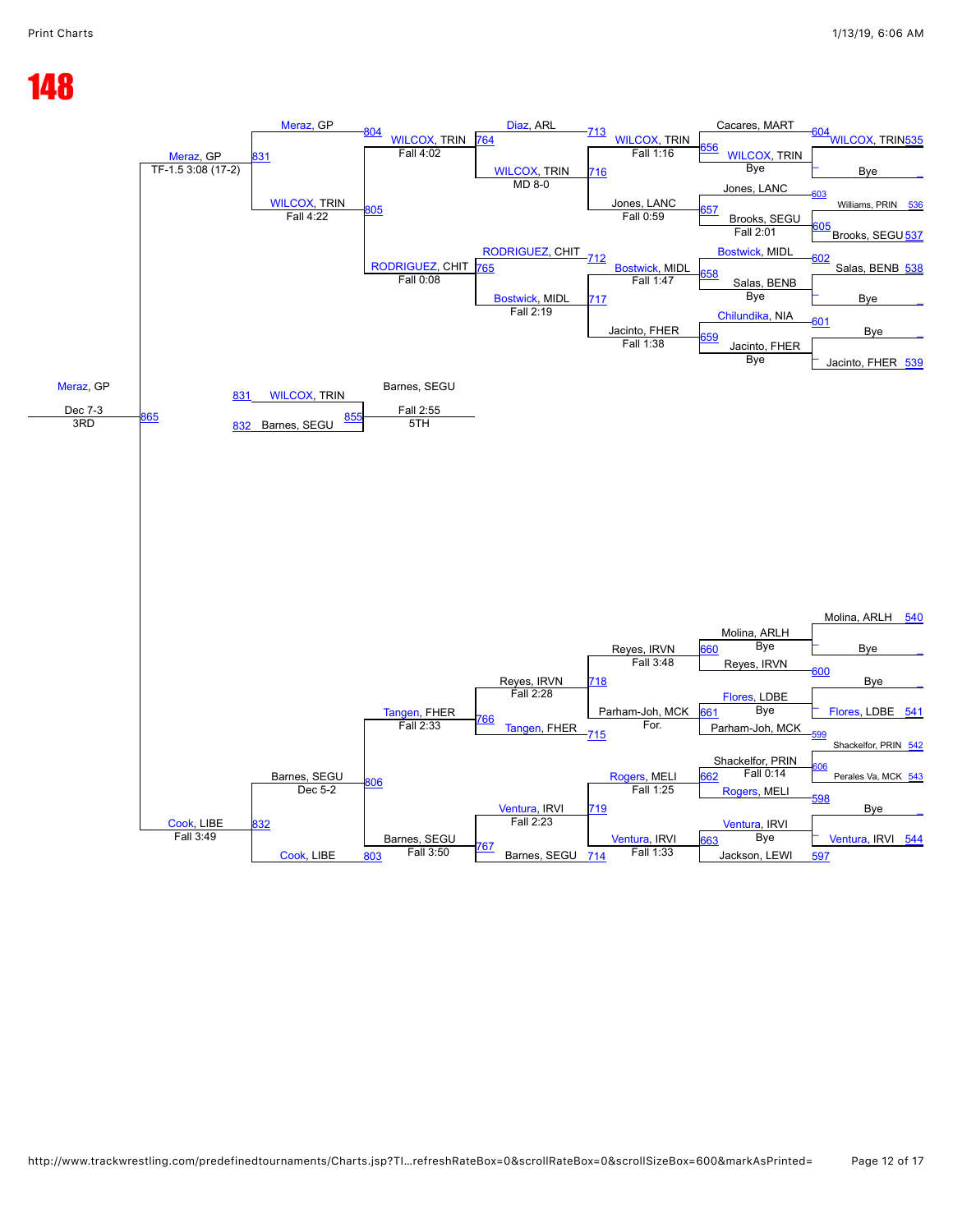# 148

## Consolation Bracket (Top)

| Round | Match | Result |
|---|---|---|
| 535 | WILCOX, TRIN vs Bye | 604: WILCOX, TRIN (Bye) |
| 536 / 537 | Williams, PRIN vs Brooks, SEGU | 605: Brooks, SEGU (Fall 2:01) |
| 603 | Jones, LANC | |
| 656 | Cacares, MART vs WILCOX, TRIN | WILCOX, TRIN (Bye) |
| 657 | Jones, LANC vs Brooks, SEGU | Jones, LANC (Fall 0:59) |
| 538 | Salas, BENB vs Bye | |
| 602 | Bostwick, MIDL | |
| 658 | Bostwick, MIDL vs Salas, BENB | Salas, BENB (Bye) |
| 539 | Jacinto, FHER vs Bye | 601: Bye |
| 659 | Chilundika, NIA vs Jacinto, FHER | Jacinto, FHER (Bye) |
| 713 | Diaz, ARL vs WILCOX, TRIN | WILCOX, TRIN (Fall 1:16) |
| 716 | WILCOX, TRIN vs Jones, LANC | WILCOX, TRIN (MD 8-0) |
| 712 | RODRIGUEZ, CHIT vs Bostwick, MIDL | Bostwick, MIDL (Fall 1:47) |
| 717 | Bostwick, MIDL vs Jacinto, FHER | Jacinto, FHER (Fall 1:38) / Bostwick, MIDL (Fall 2:19) |
| 764 | WILCOX, TRIN | Fall 4:02 |
| 765 | RODRIGUEZ, CHIT | Fall 0:08 |
| 804 | Meraz, GP vs WILCOX, TRIN | |
| 805 | WILCOX, TRIN vs RODRIGUEZ, CHIT | WILCOX, TRIN (Fall 4:22) |
| 831 | Meraz, GP vs WILCOX, TRIN | Meraz, GP (TF-1.5 3:08 (17-2)) |

## 3rd Place

| Match | Wrestlers | Result |
|---|---|---|
| 865 | Meraz, GP vs Cook, LIBE | Meraz, GP — Dec 7-3 — 3RD |

## 5th Place

| Match | Wrestlers | Result |
|---|---|---|
| 855 | 831 WILCOX, TRIN vs 832 Barnes, SEGU | Barnes, SEGU — Fall 2:55 — 5TH |

## Consolation Bracket (Bottom)

| Round | Match | Result |
|---|---|---|
| 540 | Molina, ARLH vs Bye | |
| 600 | Reyes, IRVN vs Bye | |
| 660 | Molina, ARLH vs Reyes, IRVN | Molina, ARLH (Bye) |
| 541 | Flores, LDBE | |
| 542 | Shackelfor, PRIN | 599: Parham-Joh, MCK |
| 661 | Flores, LDBE vs Parham-Joh, MCK | Flores, LDBE (Bye) |
| 543 | Perales Va, MCK | 606: Shackelfor, PRIN |
| 598 | Rogers, MELI vs Bye | |
| 662 | Shackelfor, PRIN vs Rogers, MELI | Fall 0:14 |
| 544 | Ventura, IRVI vs Bye | |
| 597 | Jackson, LEWI | |
| 663 | Ventura, IRVI vs Jackson, LEWI | Ventura, IRVI (Bye) |
| 718 | Reyes, IRVN vs Parham-Joh, MCK | Reyes, IRVN (Fall 3:48) / Parham-Joh, MCK (For.) |
| 715 | Tangen, FHER | |
| 719 | Rogers, MELI vs Ventura, IRVI | Rogers, MELI (Fall 1:25) / Ventura, IRVI (Fall 1:33) |
| 714 | Barnes, SEGU | |
| 766 | Reyes, IRVN vs Tangen, FHER | Reyes, IRVN (Fall 2:28) |
| 767 | Ventura, IRVI vs Barnes, SEGU | Ventura, IRVI (Fall 2:23) |
| 806 | Tangen, FHER vs Barnes, SEGU | Tangen, FHER (Fall 2:33) / Barnes, SEGU (Fall 3:50) |
| 803 | Cook, LIBE | |
| 832 | Barnes, SEGU vs Cook, LIBE | Barnes, SEGU (Dec 5-2) / Cook, LIBE (Fall 3:49) |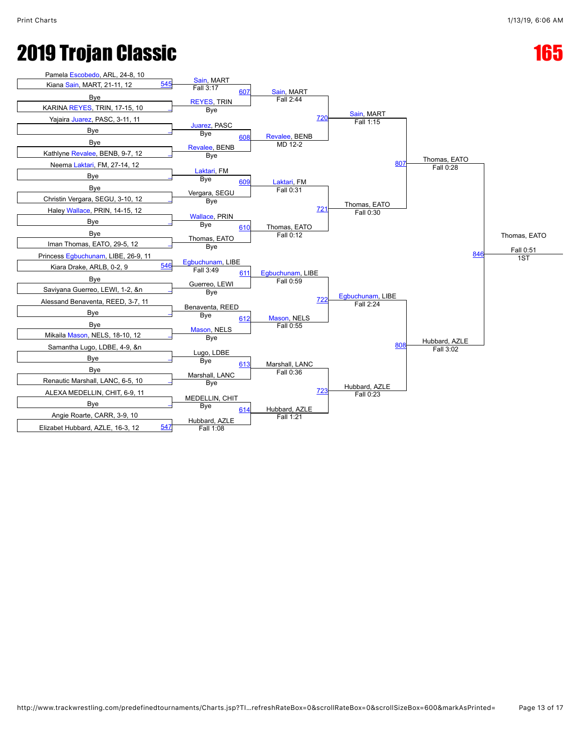# 2019 Trojan Classic

# 165

## First Round

| Wrestler 1 | Wrestler 2 | Bout | Winner | Result |
|---|---|---|---|---|
| Pamela Escobedo, ARL, 24-8, 10 | Kiana Sain, MART, 21-11, 12 | 545 | Sain, MART | Fall 3:17 |
| Bye | KARINA REYES, TRIN, 17-15, 10 | _ | REYES, TRIN | Bye |
| Yajaira Juarez, PASC, 3-11, 11 | Bye | _ | Juarez, PASC | Bye |
| Bye | Kathlyne Revalee, BENB, 9-7, 12 | _ | Revalee, BENB | Bye |
| Neema Laktari, FM, 27-14, 12 | Bye | _ | Laktari, FM | Bye |
| Bye | Christin Vergara, SEGU, 3-10, 12 | _ | Vergara, SEGU | Bye |
| Haley Wallace, PRIN, 14-15, 12 | Bye | _ | Wallace, PRIN | Bye |
| Bye | Iman Thomas, EATO, 29-5, 12 | _ | Thomas, EATO | Bye |
| Princess Egbuchunam, LIBE, 26-9, 11 | Kiara Drake, ARLB, 0-2, 9 | 546 | Egbuchunam, LIBE | Fall 3:49 |
| Bye | Saviyana Guerreo, LEWI, 1-2, &n | _ | Guerreo, LEWI | Bye |
| Alessand Benaventa, REED, 3-7, 11 | Bye | _ | Benaventa, REED | Bye |
| Bye | Mikaila Mason, NELS, 18-10, 12 | _ | Mason, NELS | Bye |
| Samantha Lugo, LDBE, 4-9, &n | Bye | _ | Lugo, LDBE | Bye |
| Bye | Renautic Marshall, LANC, 6-5, 10 | _ | Marshall, LANC | Bye |
| ALEXA MEDELLIN, CHIT, 6-9, 11 | Bye | _ | MEDELLIN, CHIT | Bye |
| Angie Roarte, CARR, 3-9, 10 | Elizabet Hubbard, AZLE, 16-3, 12 | 547 | Hubbard, AZLE | Fall 1:08 |

## Second Round

| Bout | Winner | Result |
|---|---|---|
| 607 | Sain, MART | Fall 2:44 |
| 608 | Revalee, BENB | MD 12-2 |
| 609 | Laktari, FM | Fall 0:31 |
| 610 | Thomas, EATO | Fall 0:12 |
| 611 | Egbuchunam, LIBE | Fall 0:59 |
| 612 | Mason, NELS | Fall 0:55 |
| 613 | Marshall, LANC | Fall 0:36 |
| 614 | Hubbard, AZLE | Fall 1:21 |

## Quarterfinals

| Bout | Winner | Result |
|---|---|---|
| 720 | Sain, MART | Fall 1:15 |
| 721 | Thomas, EATO | Fall 0:30 |
| 722 | Egbuchunam, LIBE | Fall 2:24 |
| 723 | Hubbard, AZLE | Fall 0:23 |

## Semifinals

| Bout | Winner | Result |
|---|---|---|
| 807 | Thomas, EATO | Fall 0:28 |
| 808 | Hubbard, AZLE | Fall 3:02 |

## Final

| Bout | Winner | Result | Place |
|---|---|---|---|
| 846 | Thomas, EATO | Fall 0:51 | 1ST |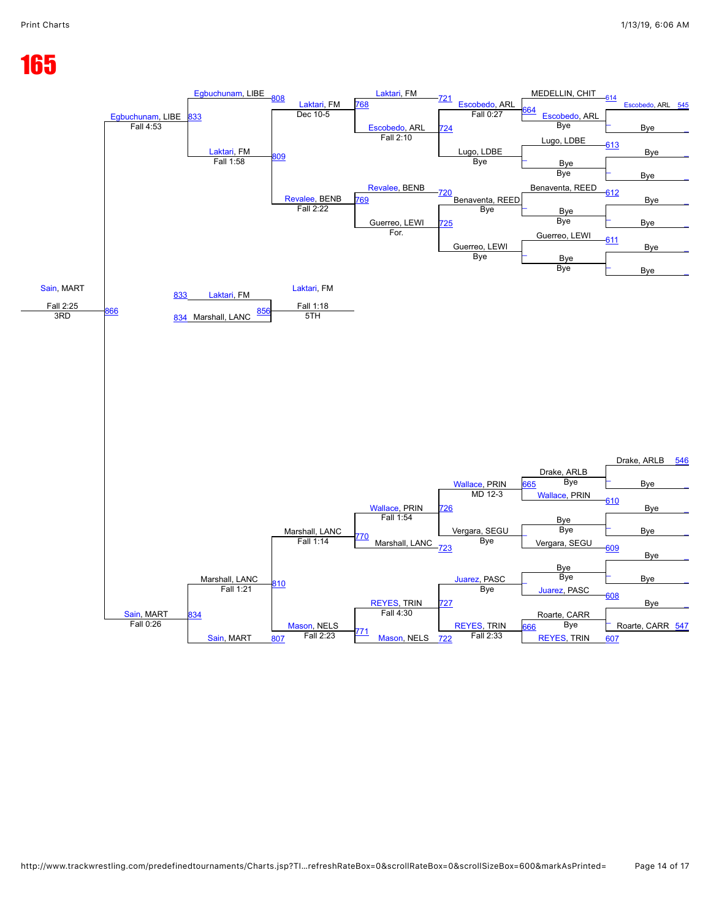# 165

## Consolation Bracket

### Upper Half

| Round | Bout | Result |
|---|---|---|
| 614 | MEDELLIN, CHIT vs Escobedo, ARL (545) | Escobedo, ARL – Bye |
| 613 | Lugo, LDBE vs Bye | Lugo, LDBE – Bye |
| 612 | Benaventa, REED vs Bye | Benaventa, REED – Bye |
| 611 | Guerreo, LEWI vs Bye | Guerreo, LEWI – Bye |
| 664 | MEDELLIN, CHIT vs Escobedo, ARL | Escobedo, ARL – Fall 0:27 |
| 721 | Escobedo, ARL vs Lugo, LDBE vs Laktari, FM | Laktari, FM; Escobedo, ARL; Lugo, LDBE – Bye |
| 724 | Escobedo, ARL vs Lugo, LDBE | Escobedo, ARL – Fall 2:10 |
| 720 | Revalee, BENB vs Benaventa, REED | Benaventa, REED – Bye |
| 725 | Guerreo, LEWI | Guerreo, LEWI – Bye |
| 768 | Laktari, FM vs Escobedo, ARL | Laktari, FM – Dec 10-5 |
| 769 | Revalee, BENB vs Guerreo, LEWI | Revalee, BENB – For. |
| 808 | Egbuchunam, LIBE vs Laktari, FM | |
| 809 | Laktari, FM vs Revalee, BENB | Laktari, FM – Fall 1:58 |
| 833 | Egbuchunam, LIBE vs Laktari, FM | Egbuchunam, LIBE – Fall 4:53 |

### Lower Half

| Round | Bout | Result |
|---|---|---|
| 546 | Drake, ARLB vs Bye | Drake, ARLB – Bye |
| 610 | Wallace, PRIN vs Bye | |
| 609 | Vergara, SEGU vs Bye | Vergara, SEGU – Bye |
| 608 | Juarez, PASC vs Bye | Juarez, PASC – Bye |
| 607 / 547 | Roarte, CARR vs REYES, TRIN | |
| 665 | Drake, ARLB vs Wallace, PRIN | Wallace, PRIN – MD 12-3 |
| 666 | Roarte, CARR vs REYES, TRIN | REYES, TRIN – Fall 2:33 |
| 726 | Wallace, PRIN vs Vergara, SEGU | Wallace, PRIN – Fall 1:54 |
| 723 | Marshall, LANC vs Vergara, SEGU | Marshall, LANC – Bye |
| 727 | Juarez, PASC vs REYES, TRIN | REYES, TRIN – Fall 4:30 |
| 722 | Mason, NELS vs REYES, TRIN | |
| 770 | Wallace, PRIN vs Marshall, LANC | Marshall, LANC – Fall 1:14 |
| 771 | REYES, TRIN vs Mason, NELS | Mason, NELS – Fall 2:23 |
| 810 | Marshall, LANC vs Mason, NELS | Marshall, LANC – Fall 1:21 |
| 807 | Sain, MART vs Mason, NELS | |
| 834 | Marshall, LANC vs Sain, MART | Sain, MART – Fall 0:26 |

### Placement Bouts

| Bout | Match | Result |
|---|---|---|
| 866 | Egbuchunam, LIBE vs Sain, MART | Sain, MART – Fall 2:25 – 3RD |
| 856 | Laktari, FM (833) vs Marshall, LANC (834) | Laktari, FM – Fall 1:18 – 5TH |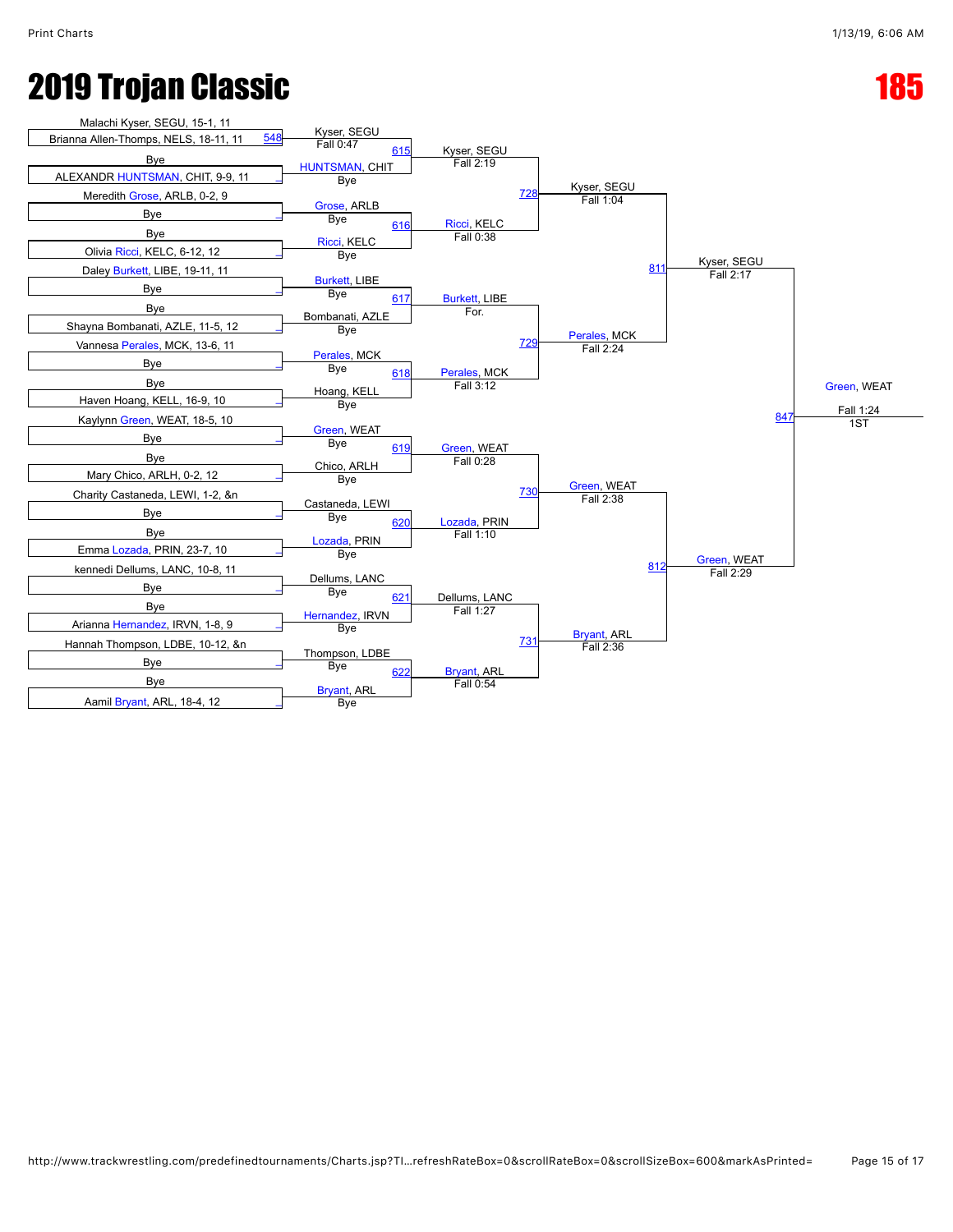# 2019 Trojan Classic

# 185

## Round 1 (Entries)

| Bout | Wrestler 1 | Wrestler 2 | Winner | Result |
| --- | --- | --- | --- | --- |
| 548 | Malachi Kyser, SEGU, 15-1, 11 | Brianna Allen-Thomps, NELS, 18-11, 11 | Kyser, SEGU | Fall 0:47 |
| | Bye | ALEXANDR HUNTSMAN, CHIT, 9-9, 11 | HUNTSMAN, CHIT | Bye |
| | Meredith Grose, ARLB, 0-2, 9 | Bye | Grose, ARLB | Bye |
| | Bye | Olivia Ricci, KELC, 6-12, 12 | Ricci, KELC | Bye |
| | Daley Burkett, LIBE, 19-11, 11 | Bye | Burkett, LIBE | Bye |
| | Bye | Shayna Bombanati, AZLE, 11-5, 12 | Bombanati, AZLE | Bye |
| | Vannesa Perales, MCK, 13-6, 11 | Bye | Perales, MCK | Bye |
| | Bye | Haven Hoang, KELL, 16-9, 10 | Hoang, KELL | Bye |
| | Kaylynn Green, WEAT, 18-5, 10 | Bye | Green, WEAT | Bye |
| | Bye | Mary Chico, ARLH, 0-2, 12 | Chico, ARLH | Bye |
| | Charity Castaneda, LEWI, 1-2, &n | Bye | Castaneda, LEWI | Bye |
| | Bye | Emma Lozada, PRIN, 23-7, 10 | Lozada, PRIN | Bye |
| | kennedi Dellums, LANC, 10-8, 11 | Bye | Dellums, LANC | Bye |
| | Bye | Arianna Hernandez, IRVN, 1-8, 9 | Hernandez, IRVN | Bye |
| | Hannah Thompson, LDBE, 10-12, &n | Bye | Thompson, LDBE | Bye |
| | Bye | Aamil Bryant, ARL, 18-4, 12 | Bryant, ARL | Bye |

## Round 2

| Bout | Wrestler 1 | Wrestler 2 | Winner | Result |
| --- | --- | --- | --- | --- |
| 615 | Kyser, SEGU | HUNTSMAN, CHIT | Kyser, SEGU | Fall 2:19 |
| 616 | Grose, ARLB | Ricci, KELC | Ricci, KELC | Fall 0:38 |
| 617 | Burkett, LIBE | Bombanati, AZLE | Burkett, LIBE | For. |
| 618 | Perales, MCK | Hoang, KELL | Perales, MCK | Fall 3:12 |
| 619 | Green, WEAT | Chico, ARLH | Green, WEAT | Fall 0:28 |
| 620 | Castaneda, LEWI | Lozada, PRIN | Lozada, PRIN | Fall 1:10 |
| 621 | Dellums, LANC | Hernandez, IRVN | Dellums, LANC | Fall 1:27 |
| 622 | Thompson, LDBE | Bryant, ARL | Bryant, ARL | Fall 0:54 |

## Quarterfinals

| Bout | Wrestler 1 | Wrestler 2 | Winner | Result |
| --- | --- | --- | --- | --- |
| 728 | Kyser, SEGU | Ricci, KELC | Kyser, SEGU | Fall 1:04 |
| 729 | Burkett, LIBE | Perales, MCK | Perales, MCK | Fall 2:24 |
| 730 | Green, WEAT | Lozada, PRIN | Green, WEAT | Fall 2:38 |
| 731 | Dellums, LANC | Bryant, ARL | Bryant, ARL | Fall 2:36 |

## Semifinals

| Bout | Wrestler 1 | Wrestler 2 | Winner | Result |
| --- | --- | --- | --- | --- |
| 811 | Kyser, SEGU | Perales, MCK | Kyser, SEGU | Fall 2:17 |
| 812 | Green, WEAT | Bryant, ARL | Green, WEAT | Fall 2:29 |

## Final

| Bout | Wrestler 1 | Wrestler 2 | Winner | Result |
| --- | --- | --- | --- | --- |
| 847 | Kyser, SEGU | Green, WEAT | Green, WEAT | Fall 1:24 |

1ST: Green, WEAT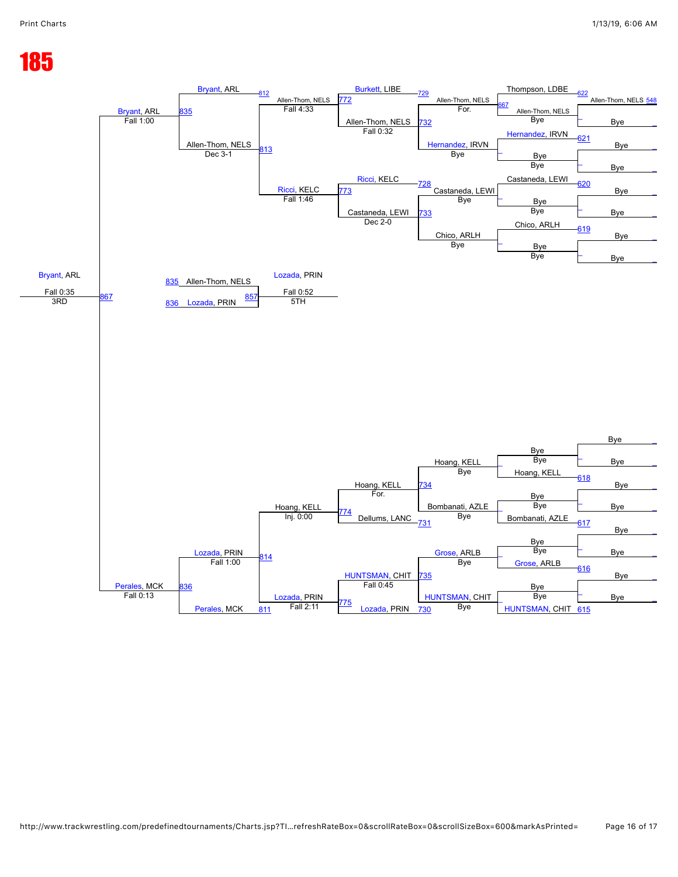# 185

## Consolation Bracket

### Upper half

**Round 1 (Bye round)**

| Wrestler | Result | Bout |
|---|---|---|
| Allen-Thom, NELS | | 548 |
| Bye | | |
| Bye | | |
| Bye | | |
| Bye | | |
| Bye | | |
| Bye | | |
| Bye | | |

**Round 2**

| Matchup | Winner | Result | Bout |
|---|---|---|---|
| Thompson, LDBE vs Allen-Thom, NELS | Allen-Thom, NELS | Bye | 622 |
| Hernandez, IRVN vs Bye | Bye | Bye | 621 |
| Castaneda, LEWI vs Bye | Bye | Bye | 620 |
| Chico, ARLH vs Bye | Bye | Bye | 619 |

**Round 3**

| Matchup | Winner | Result | Bout |
|---|---|---|---|
| Burkett, LIBE vs Allen-Thom, NELS | Allen-Thom, NELS | For. | 729 / 667 |
| Hernandez, IRVN | Hernandez, IRVN | Bye | 732 |
| Ricci, KELC vs Castaneda, LEWI | Castaneda, LEWI | Bye | 728 |
| Chico, ARLH | Chico, ARLH | Bye | 733 |

**Round 4**

| Matchup | Winner | Result | Bout |
|---|---|---|---|
| Burkett, LIBE vs Allen-Thom, NELS | Allen-Thom, NELS | Fall 4:33 | 772 |
| Allen-Thom, NELS | Allen-Thom, NELS | Fall 0:32 | 732 |
| Ricci, KELC vs Castaneda, LEWI | Ricci, KELC | Fall 1:46 | 773 |
| Castaneda, LEWI vs Chico, ARLH | Castaneda, LEWI | Dec 2-0 | 733 |

**Round 5**

| Matchup | Winner | Result | Bout |
|---|---|---|---|
| Bryant, ARL vs Allen-Thom, NELS | Allen-Thom, NELS | Dec 3-1 | 812 / 813 |
| Bryant, ARL | Bryant, ARL | Fall 1:00 | 835 |

### Lower half

**Round 2**

| Matchup | Winner | Result | Bout |
|---|---|---|---|
| Bye vs Hoang, KELL | Bye | Bye | 618 |
| Bye vs Bombanati, AZLE | Bye | Bye | 617 |
| Bye vs Grose, ARLB | Bye | Bye | 616 |
| Bye vs HUNTSMAN, CHIT | Bye | Bye | 615 |

**Round 3**

| Matchup | Winner | Result | Bout |
|---|---|---|---|
| Hoang, KELL | Hoang, KELL | Bye | 734 |
| Bombanati, AZLE | Bombanati, AZLE | Bye | 731 |
| Grose, ARLB | Grose, ARLB | Bye | 735 |
| HUNTSMAN, CHIT | HUNTSMAN, CHIT | Bye | 730 |

**Round 4**

| Matchup | Winner | Result | Bout |
|---|---|---|---|
| Hoang, KELL vs Dellums, LANC | Hoang, KELL | For. | 734 / 731 |
| Grose, ARLB vs HUNTSMAN, CHIT | HUNTSMAN, CHIT | Fall 0:45 | 735 |
| Lozada, PRIN | | | 730 |

**Round 5**

| Matchup | Winner | Result | Bout |
|---|---|---|---|
| Hoang, KELL vs Dellums, LANC | Hoang, KELL | Inj. 0:00 | 774 |
| HUNTSMAN, CHIT vs Lozada, PRIN | Lozada, PRIN | Fall 2:11 | 775 |
| Hoang, KELL vs Lozada, PRIN | Lozada, PRIN | Fall 1:00 | 814 |
| Lozada, PRIN vs Perales, MCK | Perales, MCK | Fall 0:13 | 836 / 811 |

## 3rd Place

| Matchup | Winner | Result | Bout |
|---|---|---|---|
| Bryant, ARL vs Perales, MCK | Bryant, ARL | Fall 0:35 | 867 |

**Bryant, ARL — 3RD**

## 5th Place

| Matchup | Winner | Result | Bout |
|---|---|---|---|
| 835 Allen-Thom, NELS vs 836 Lozada, PRIN | Lozada, PRIN | Fall 0:52 | 857 |

**Lozada, PRIN — 5TH**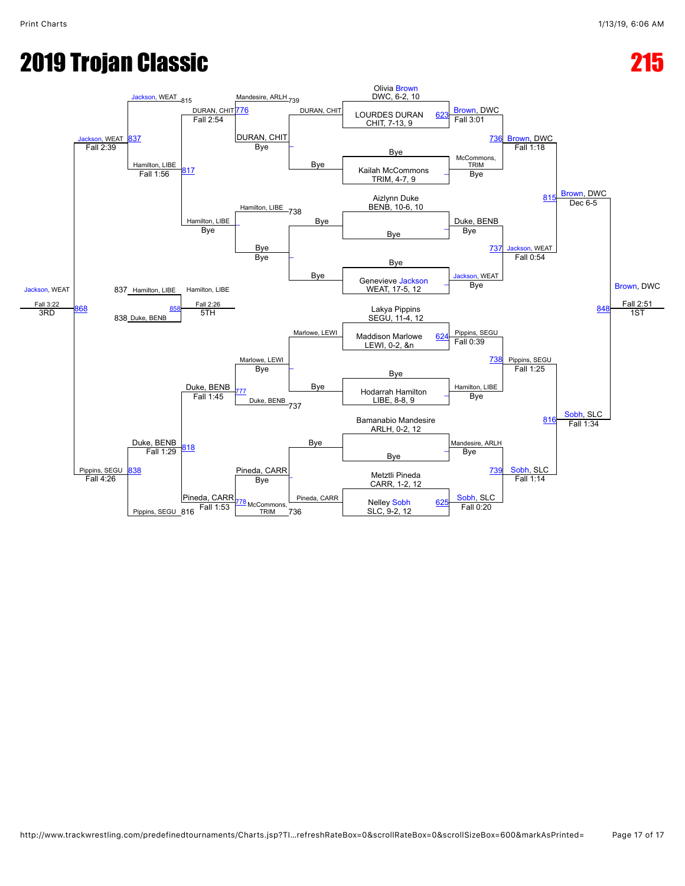# 2019 Trojan Classic

# 215

Olivia Brown
DWC, 6-2, 10

LOURDES DURAN
CHIT, 7-13, 9

Bye

Kailah McCommons
TRIM, 4-7, 9

Aizlynn Duke
BENB, 10-6, 10

Bye

Bye

Genevieve Jackson
WEAT, 17-5, 12

Lakya Pippins
SEGU, 11-4, 12

Maddison Marlowe
LEWI, 0-2, &n

Bye

Hodarrah Hamilton
LIBE, 8-8, 9

Bamanabio Mandesire
ARLH, 0-2, 12

Bye

Metztli Pineda
CARR, 1-2, 12

Nelley Sobh
SLC, 9-2, 12

623 Brown, DWC
Fall 3:01

McCommons, TRIM
Bye

Duke, BENB
Bye

Jackson, WEAT
Bye

624 Pippins, SEGU
Fall 0:39

Hamilton, LIBE
Bye

Mandesire, ARLH
Bye

625 Sobh, SLC
Fall 0:20

736 Brown, DWC
Fall 1:18

737 Jackson, WEAT
Fall 0:54

738 Pippins, SEGU
Fall 1:25

739 Sobh, SLC
Fall 1:14

815 Brown, DWC
Dec 6-5

816 Sobh, SLC
Fall 1:34

848 Brown, DWC
Fall 2:51
1ST

Mandesire, ARLH 739

DURAN, CHIT
Bye

DURAN, CHIT

Bye

Hamilton, LIBE 738

Bye
Bye

Bye

Bye

Marlowe, LEWI

Marlowe, LEWI
Bye

Bye

777 Duke, BENB 737

Bye

Pineda, CARR
Bye

Pineda, CARR

778 McCommons, TRIM 736

776 DURAN, CHIT
Fall 2:54

Hamilton, LIBE
Bye

Duke, BENB
Fall 1:45

Pineda, CARR
Fall 1:53

Jackson, WEAT 815

Hamilton, LIBE
Fall 1:56

817

Duke, BENB
Fall 1:29

818

Pippins, SEGU 816

837 Jackson, WEAT
Fall 2:39

838 Pippins, SEGU
Fall 4:26

837 Hamilton, LIBE

838 Duke, BENB

858 Hamilton, LIBE
Fall 2:26
5TH

868 Jackson, WEAT
Fall 3:22
3RD